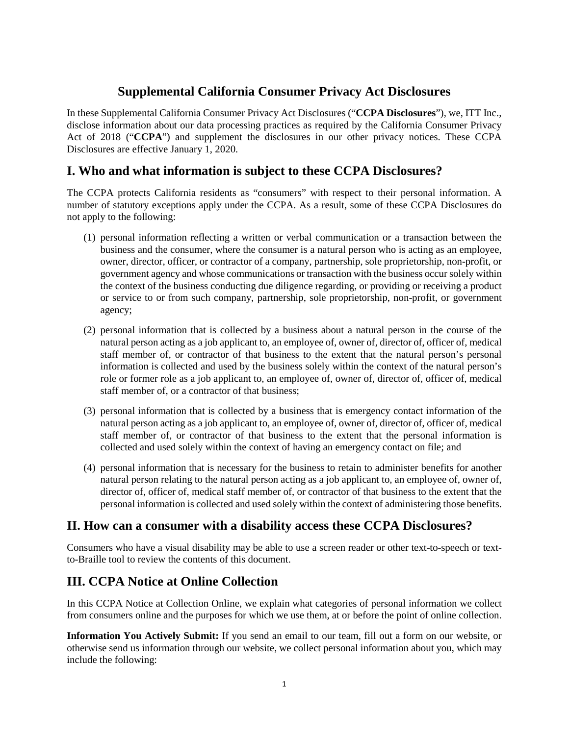# Supplemental California Consumer Privacy Act Disclosures

In these Supplemental California Consumer Privacy Act Disclosures ("**CCPA Disclosures**"), we, ITT Inc., disclose information about our data processing practices as required by the California Consumer Privacy Act of 2018 ("**CCPA**") and supplement the disclosures in our other privacy notices. These CCPA Disclosures are effective January 1, 2020.

## I. Who and what information is subject to these CCPA Disclosures?

The CCPA protects California residents as "consumers" with respect to their personal information. A number of statutory exceptions apply under the CCPA. As a result, some of these CCPA Disclosures do not apply to the following:

(1) personal information reflecting a written or verbal communication or a transaction between the business and the consumer, where the consumer is a natural person who is acting as an employee, owner, director, officer, or contractor of a company, partnership, sole proprietorship, non-profit, or government agency and whose communications or transaction with the business occur solely within the context of the business conducting due diligence regarding, or providing or receiving a product or service to or from such company, partnership, sole proprietorship, non-profit, or government agency;

(2) personal information that is collected by a business about a natural person in the course of the natural person acting as a job applicant to, an employee of, owner of, director of, officer of, medical staff member of, or contractor of that business to the extent that the natural person's personal information is collected and used by the business solely within the context of the natural person's role or former role as a job applicant to, an employee of, owner of, director of, officer of, medical staff member of, or a contractor of that business;

(3) personal information that is collected by a business that is emergency contact information of the natural person acting as a job applicant to, an employee of, owner of, director of, officer of, medical staff member of, or contractor of that business to the extent that the personal information is collected and used solely within the context of having an emergency contact on file; and

(4) personal information that is necessary for the business to retain to administer benefits for another natural person relating to the natural person acting as a job applicant to, an employee of, owner of, director of, officer of, medical staff member of, or contractor of that business to the extent that the personal information is collected and used solely within the context of administering those benefits.

## II. How can a consumer with a disability access these CCPA Disclosures?

Consumers who have a visual disability may be able to use a screen reader or other text-to-speech or text-to-Braille tool to review the contents of this document.

## III. CCPA Notice at Online Collection

In this CCPA Notice at Collection Online, we explain what categories of personal information we collect from consumers online and the purposes for which we use them, at or before the point of online collection.

**Information You Actively Submit:** If you send an email to our team, fill out a form on our website, or otherwise send us information through our website, we collect personal information about you, which may include the following: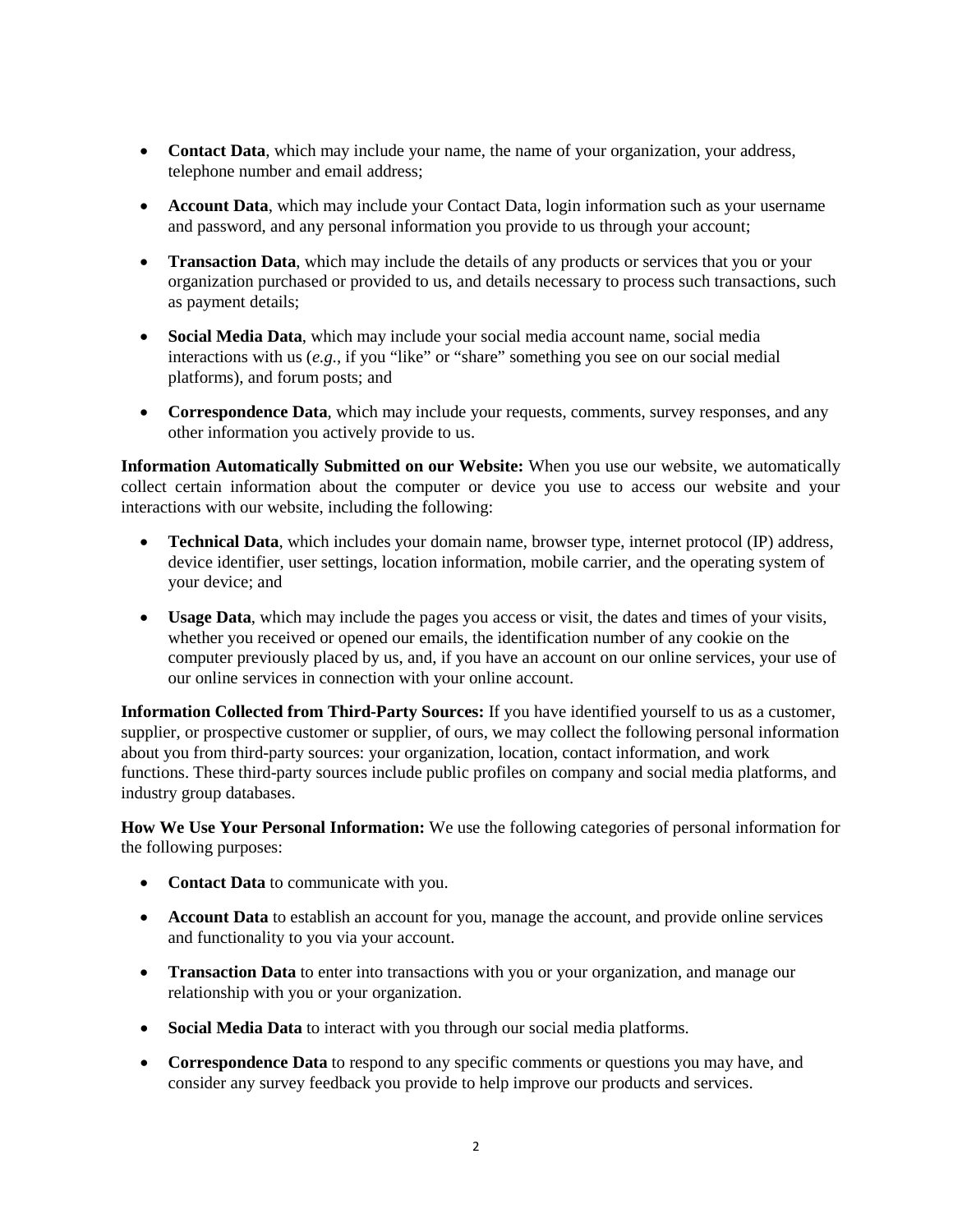- **Contact Data**, which may include your name, the name of your organization, your address, telephone number and email address;
- **Account Data**, which may include your Contact Data, login information such as your username and password, and any personal information you provide to us through your account;
- **Transaction Data**, which may include the details of any products or services that you or your organization purchased or provided to us, and details necessary to process such transactions, such as payment details;
- **Social Media Data**, which may include your social media account name, social media interactions with us (*e.g.*, if you "like" or "share" something you see on our social medial platforms), and forum posts; and
- **Correspondence Data**, which may include your requests, comments, survey responses, and any other information you actively provide to us.

**Information Automatically Submitted on our Website:** When you use our website, we automatically collect certain information about the computer or device you use to access our website and your interactions with our website, including the following:

- **Technical Data**, which includes your domain name, browser type, internet protocol (IP) address, device identifier, user settings, location information, mobile carrier, and the operating system of your device; and
- **Usage Data**, which may include the pages you access or visit, the dates and times of your visits, whether you received or opened our emails, the identification number of any cookie on the computer previously placed by us, and, if you have an account on our online services, your use of our online services in connection with your online account.

**Information Collected from Third-Party Sources:** If you have identified yourself to us as a customer, supplier, or prospective customer or supplier, of ours, we may collect the following personal information about you from third-party sources: your organization, location, contact information, and work functions. These third-party sources include public profiles on company and social media platforms, and industry group databases.

**How We Use Your Personal Information:** We use the following categories of personal information for the following purposes:

- **Contact Data** to communicate with you.
- **Account Data** to establish an account for you, manage the account, and provide online services and functionality to you via your account.
- **Transaction Data** to enter into transactions with you or your organization, and manage our relationship with you or your organization.
- **Social Media Data** to interact with you through our social media platforms.
- **Correspondence Data** to respond to any specific comments or questions you may have, and consider any survey feedback you provide to help improve our products and services.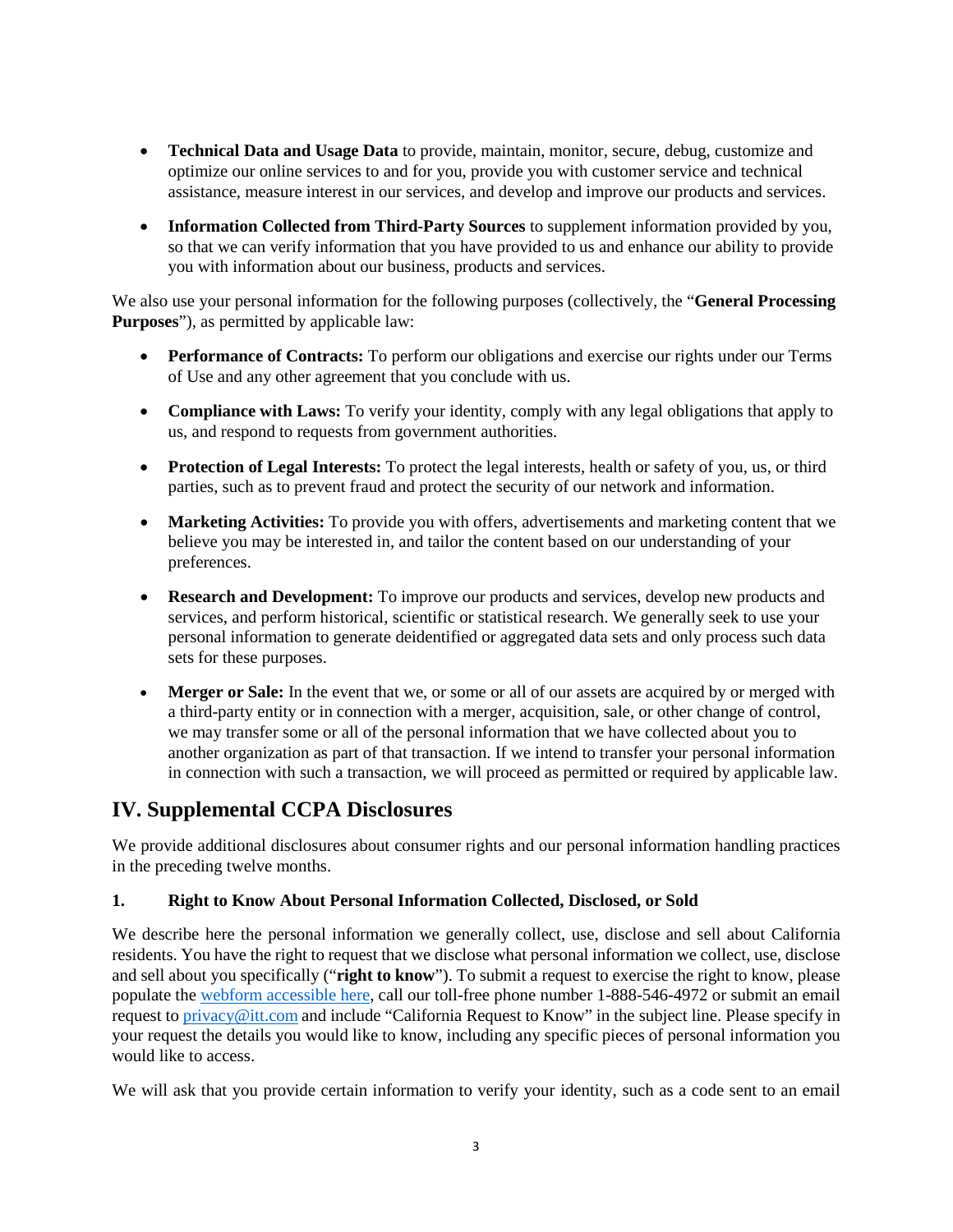- **Technical Data and Usage Data** to provide, maintain, monitor, secure, debug, customize and optimize our online services to and for you, provide you with customer service and technical assistance, measure interest in our services, and develop and improve our products and services.

- **Information Collected from Third-Party Sources** to supplement information provided by you, so that we can verify information that you have provided to us and enhance our ability to provide you with information about our business, products and services.

We also use your personal information for the following purposes (collectively, the "**General Processing Purposes**"), as permitted by applicable law:

- **Performance of Contracts:** To perform our obligations and exercise our rights under our Terms of Use and any other agreement that you conclude with us.

- **Compliance with Laws:** To verify your identity, comply with any legal obligations that apply to us, and respond to requests from government authorities.

- **Protection of Legal Interests:** To protect the legal interests, health or safety of you, us, or third parties, such as to prevent fraud and protect the security of our network and information.

- **Marketing Activities:** To provide you with offers, advertisements and marketing content that we believe you may be interested in, and tailor the content based on our understanding of your preferences.

- **Research and Development:** To improve our products and services, develop new products and services, and perform historical, scientific or statistical research. We generally seek to use your personal information to generate deidentified or aggregated data sets and only process such data sets for these purposes.

- **Merger or Sale:** In the event that we, or some or all of our assets are acquired by or merged with a third-party entity or in connection with a merger, acquisition, sale, or other change of control, we may transfer some or all of the personal information that we have collected about you to another organization as part of that transaction. If we intend to transfer your personal information in connection with such a transaction, we will proceed as permitted or required by applicable law.

## IV. Supplemental CCPA Disclosures

We provide additional disclosures about consumer rights and our personal information handling practices in the preceding twelve months.

### 1. Right to Know About Personal Information Collected, Disclosed, or Sold

We describe here the personal information we generally collect, use, disclose and sell about California residents. You have the right to request that we disclose what personal information we collect, use, disclose and sell about you specifically ("**right to know**"). To submit a request to exercise the right to know, please populate the [webform accessible here](), call our toll-free phone number 1-888-546-4972 or submit an email request to [privacy@itt.com](mailto:privacy@itt.com) and include "California Request to Know" in the subject line. Please specify in your request the details you would like to know, including any specific pieces of personal information you would like to access.

We will ask that you provide certain information to verify your identity, such as a code sent to an email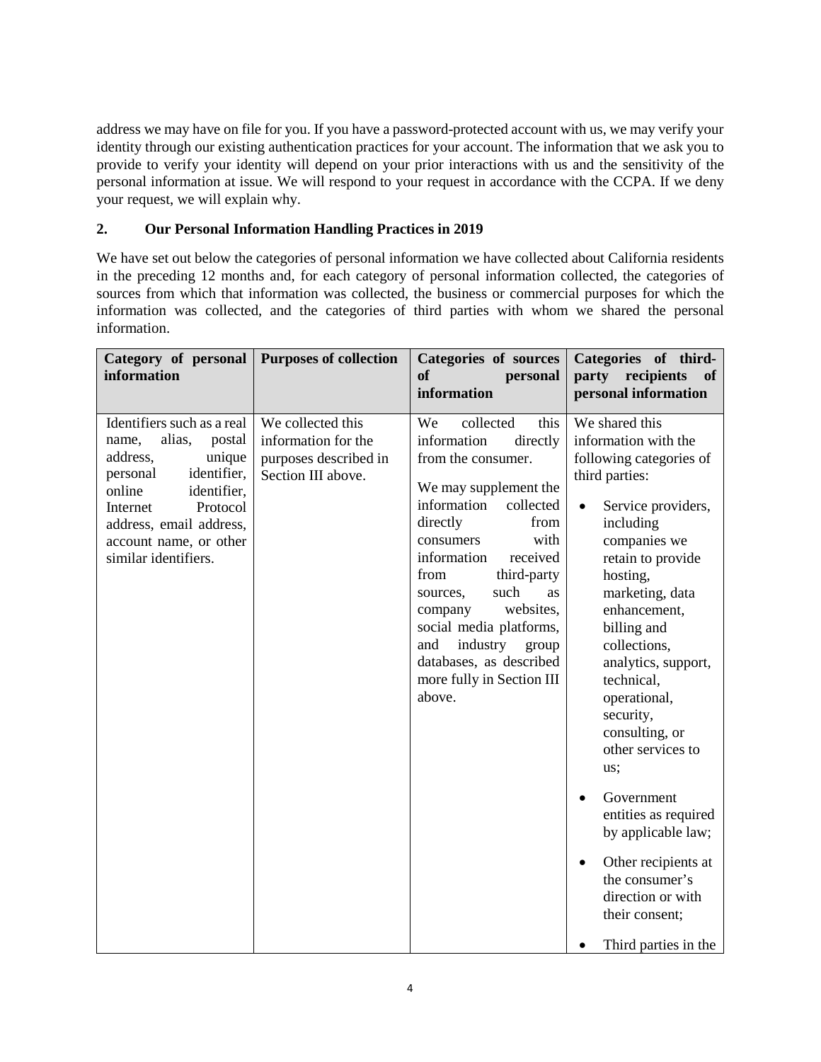address we may have on file for you. If you have a password-protected account with us, we may verify your identity through our existing authentication practices for your account. The information that we ask you to provide to verify your identity will depend on your prior interactions with us and the sensitivity of the personal information at issue. We will respond to your request in accordance with the CCPA. If we deny your request, we will explain why.

## 2. Our Personal Information Handling Practices in 2019

We have set out below the categories of personal information we have collected about California residents in the preceding 12 months and, for each category of personal information collected, the categories of sources from which that information was collected, the business or commercial purposes for which the information was collected, and the categories of third parties with whom we shared the personal information.

| Category of personal information | Purposes of collection | Categories of sources of personal information | Categories of third-party recipients of personal information |
|---|---|---|---|
| Identifiers such as a real name, alias, postal address, unique personal identifier, online identifier, Internet Protocol address, email address, account name, or other similar identifiers. | We collected this information for the purposes described in Section III above. | We collected this information directly from the consumer.<br><br>We may supplement the information collected directly from consumers with information received from third-party sources, such as company websites, social media platforms, and industry group databases, as described more fully in Section III above. | We shared this information with the following categories of third parties:<br><br>• Service providers, including companies we retain to provide hosting, marketing, data enhancement, billing and collections, analytics, support, technical, operational, security, consulting, or other services to us;<br><br>• Government entities as required by applicable law;<br><br>• Other recipients at the consumer's direction or with their consent;<br><br>• Third parties in the |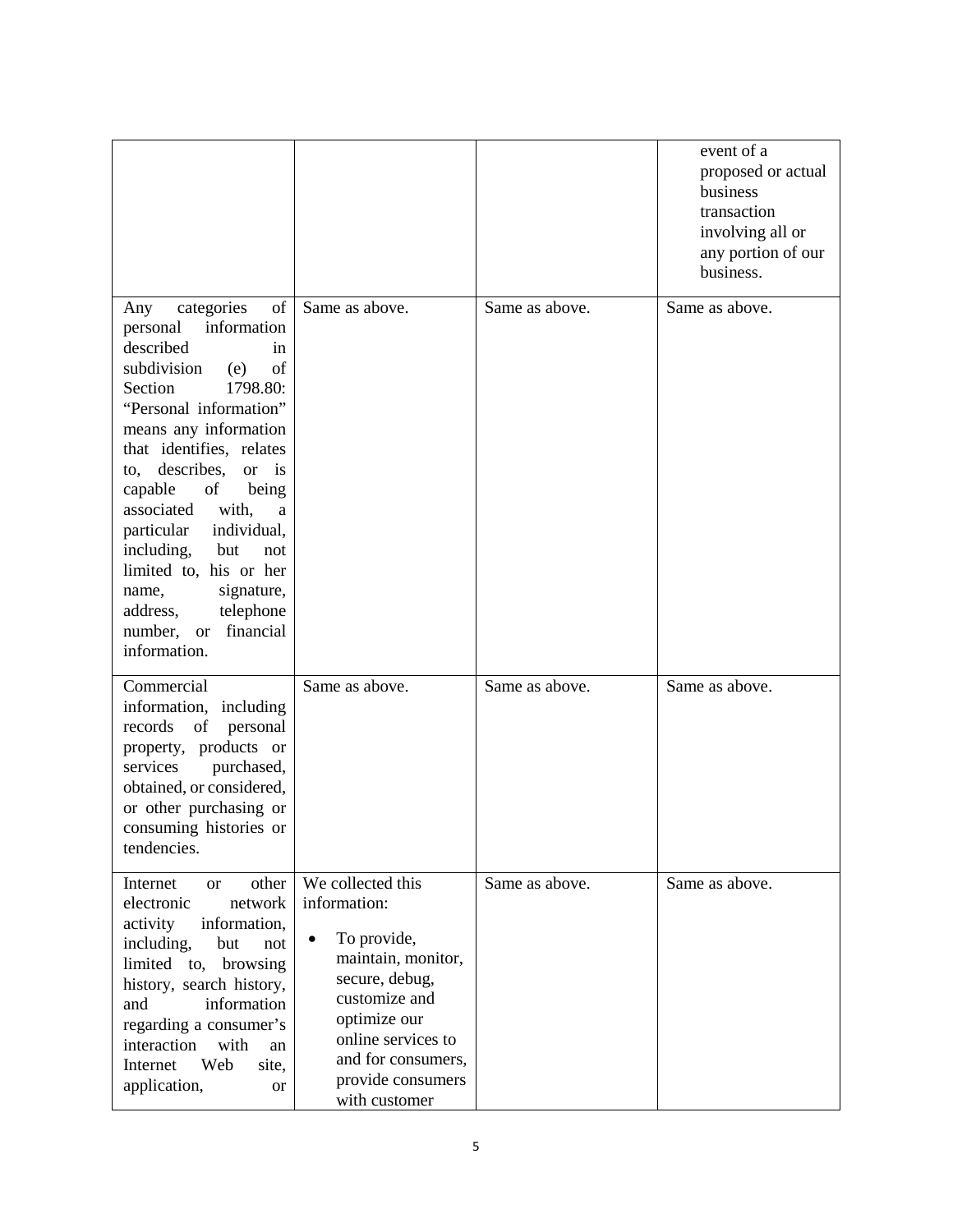| | | | |
|---|---|---|---|
| | | | event of a proposed or actual business transaction involving all or any portion of our business. |
| Any categories of personal information described in subdivision (e) of Section 1798.80: "Personal information" means any information that identifies, relates to, describes, or is capable of being associated with, a particular individual, including, but not limited to, his or her name, signature, address, telephone number, or financial information. | Same as above. | Same as above. | Same as above. |
| Commercial information, including records of personal property, products or services purchased, obtained, or considered, or other purchasing or consuming histories or tendencies. | Same as above. | Same as above. | Same as above. |
| Internet or other electronic network activity information, including, but not limited to, browsing history, search history, and information regarding a consumer's interaction with an Internet Web site, application, or | We collected this information:<br><br>• To provide, maintain, monitor, secure, debug, customize and optimize our online services to and for consumers, provide consumers with customer | Same as above. | Same as above. |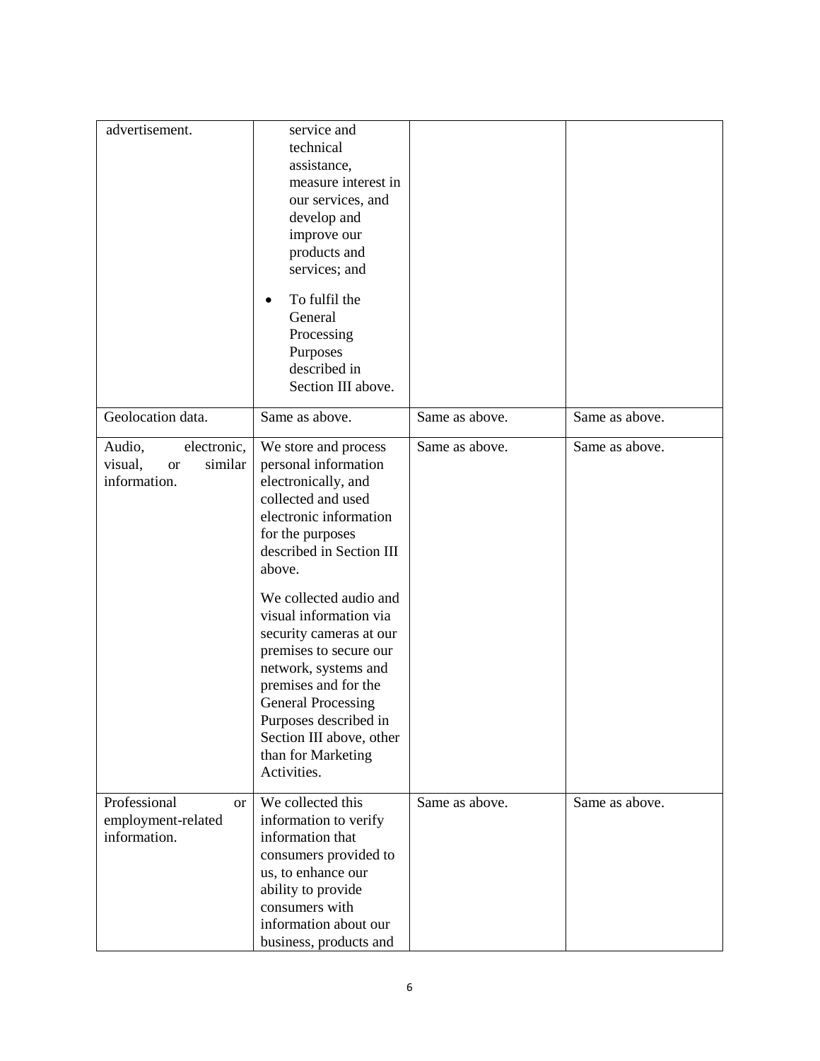| | | | |
|---|---|---|---|
| advertisement. | service and technical assistance, measure interest in our services, and develop and improve our products and services; and<br><br>• To fulfil the General Processing Purposes described in Section III above. | | |
| Geolocation data. | Same as above. | Same as above. | Same as above. |
| Audio, electronic, visual, or similar information. | We store and process personal information electronically, and collected and used electronic information for the purposes described in Section III above.<br><br>We collected audio and visual information via security cameras at our premises to secure our network, systems and premises and for the General Processing Purposes described in Section III above, other than for Marketing Activities. | Same as above. | Same as above. |
| Professional or employment-related information. | We collected this information to verify information that consumers provided to us, to enhance our ability to provide consumers with information about our business, products and | Same as above. | Same as above. |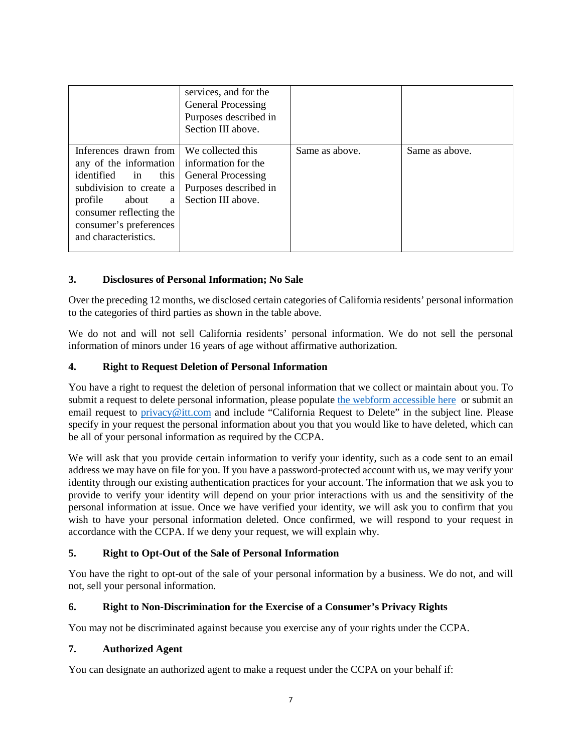| | | | |
|---|---|---|---|
| | services, and for the General Processing Purposes described in Section III above. | | |
| Inferences drawn from any of the information identified in this subdivision to create a profile about a consumer reflecting the consumer's preferences and characteristics. | We collected this information for the General Processing Purposes described in Section III above. | Same as above. | Same as above. |

**3. Disclosures of Personal Information; No Sale**

Over the preceding 12 months, we disclosed certain categories of California residents' personal information to the categories of third parties as shown in the table above.

We do not and will not sell California residents' personal information. We do not sell the personal information of minors under 16 years of age without affirmative authorization.

**4. Right to Request Deletion of Personal Information**

You have a right to request the deletion of personal information that we collect or maintain about you. To submit a request to delete personal information, please populate the webform accessible here or submit an email request to privacy@itt.com and include "California Request to Delete" in the subject line. Please specify in your request the personal information about you that you would like to have deleted, which can be all of your personal information as required by the CCPA.

We will ask that you provide certain information to verify your identity, such as a code sent to an email address we may have on file for you. If you have a password-protected account with us, we may verify your identity through our existing authentication practices for your account. The information that we ask you to provide to verify your identity will depend on your prior interactions with us and the sensitivity of the personal information at issue. Once we have verified your identity, we will ask you to confirm that you wish to have your personal information deleted. Once confirmed, we will respond to your request in accordance with the CCPA. If we deny your request, we will explain why.

**5. Right to Opt-Out of the Sale of Personal Information**

You have the right to opt-out of the sale of your personal information by a business. We do not, and will not, sell your personal information.

**6. Right to Non-Discrimination for the Exercise of a Consumer's Privacy Rights**

You may not be discriminated against because you exercise any of your rights under the CCPA.

**7. Authorized Agent**

You can designate an authorized agent to make a request under the CCPA on your behalf if: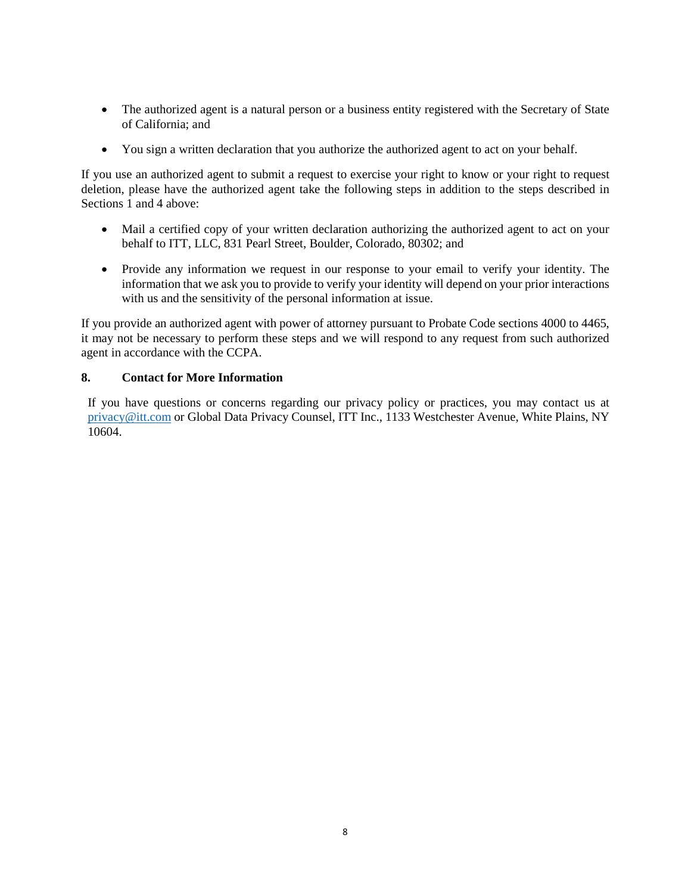- The authorized agent is a natural person or a business entity registered with the Secretary of State of California; and
- You sign a written declaration that you authorize the authorized agent to act on your behalf.

If you use an authorized agent to submit a request to exercise your right to know or your right to request deletion, please have the authorized agent take the following steps in addition to the steps described in Sections 1 and 4 above:

- Mail a certified copy of your written declaration authorizing the authorized agent to act on your behalf to ITT, LLC, 831 Pearl Street, Boulder, Colorado, 80302; and
- Provide any information we request in our response to your email to verify your identity. The information that we ask you to provide to verify your identity will depend on your prior interactions with us and the sensitivity of the personal information at issue.

If you provide an authorized agent with power of attorney pursuant to Probate Code sections 4000 to 4465, it may not be necessary to perform these steps and we will respond to any request from such authorized agent in accordance with the CCPA.

## 8. Contact for More Information

If you have questions or concerns regarding our privacy policy or practices, you may contact us at privacy@itt.com or Global Data Privacy Counsel, ITT Inc., 1133 Westchester Avenue, White Plains, NY 10604.